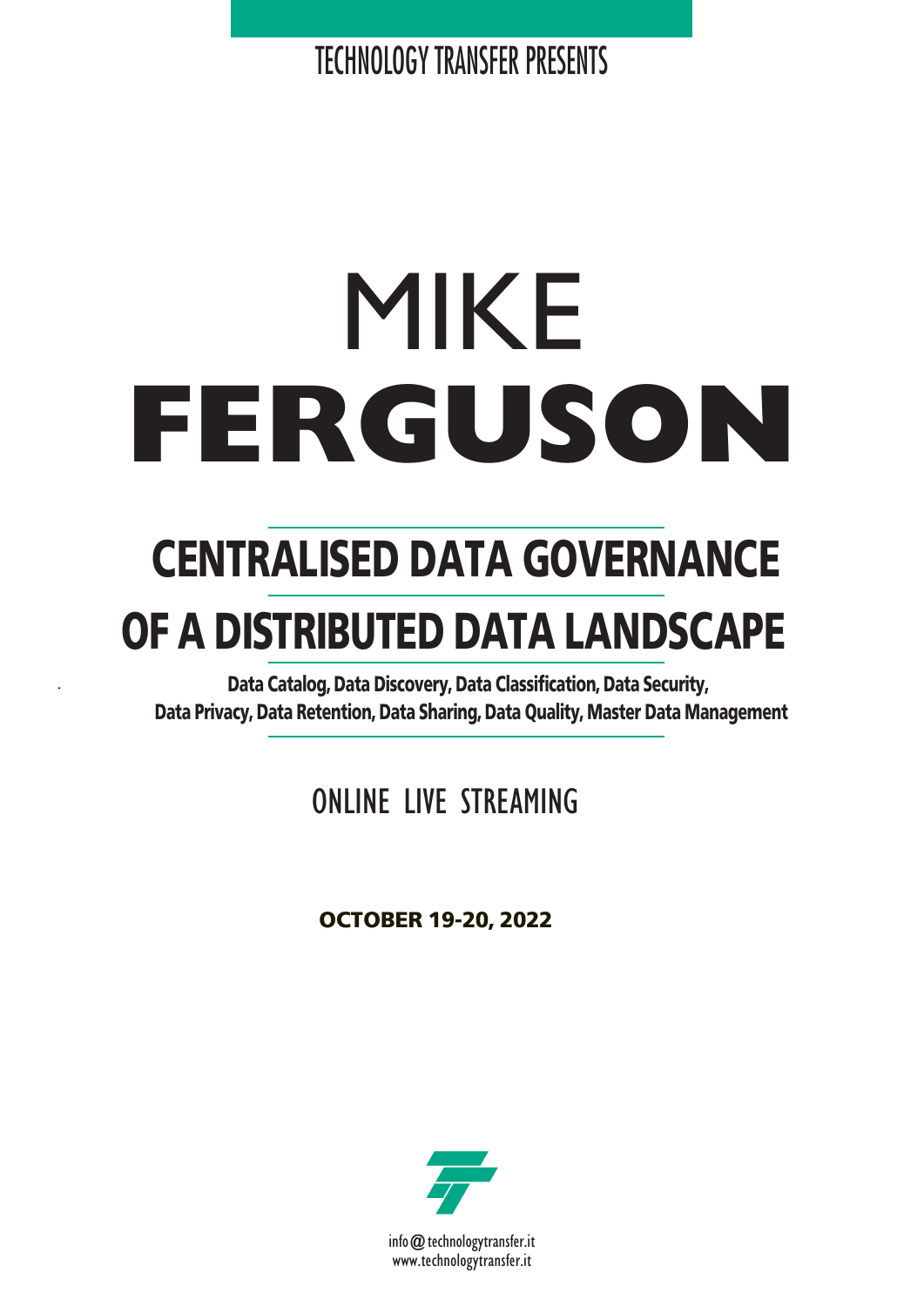TECHNOLOGY TRANSFER PRESENTS

# MIKE **FERGUSON**

## CENTRALISED DATA GOVERNANCE OF A DISTRIBUTED DATA LANDSCAPE

**Data Catalog, Data Discovery, Data Classification, Data Security, Data Privacy, Data Retention, Data Sharing, Data Quality, Master Data Management**

ONLINE LIVE STREAMING

**OCTOBER 19-20, 2022**

info@technologytransfer.it
www.technologytransfer.it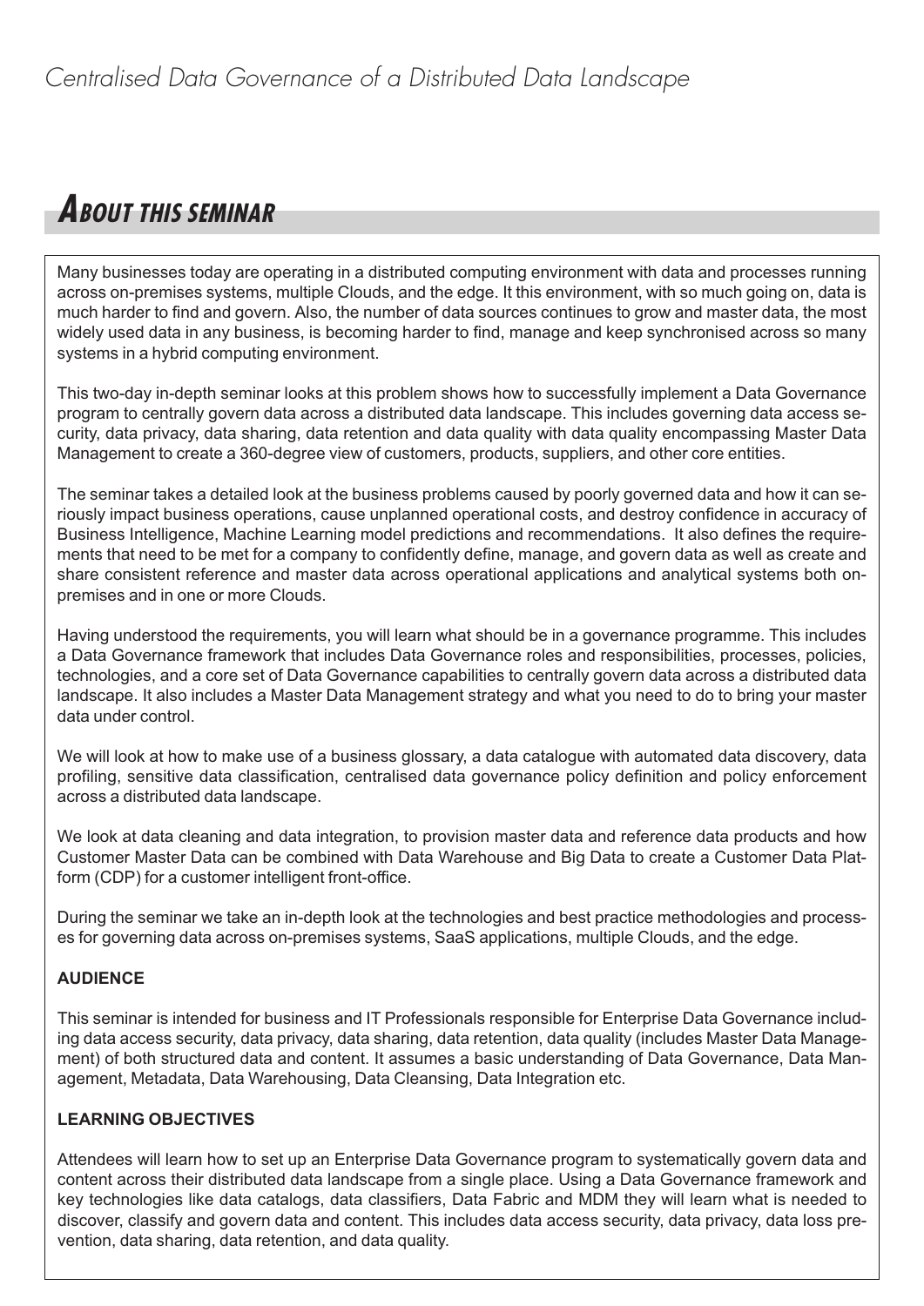## About this seminar

Many businesses today are operating in a distributed computing environment with data and processes running across on-premises systems, multiple Clouds, and the edge. It this environment, with so much going on, data is much harder to find and govern. Also, the number of data sources continues to grow and master data, the most widely used data in any business, is becoming harder to find, manage and keep synchronised across so many systems in a hybrid computing environment.

This two-day in-depth seminar looks at this problem shows how to successfully implement a Data Governance program to centrally govern data across a distributed data landscape. This includes governing data access security, data privacy, data sharing, data retention and data quality with data quality encompassing Master Data Management to create a 360-degree view of customers, products, suppliers, and other core entities.

The seminar takes a detailed look at the business problems caused by poorly governed data and how it can seriously impact business operations, cause unplanned operational costs, and destroy confidence in accuracy of Business Intelligence, Machine Learning model predictions and recommendations. It also defines the requirements that need to be met for a company to confidently define, manage, and govern data as well as create and share consistent reference and master data across operational applications and analytical systems both on-premises and in one or more Clouds.

Having understood the requirements, you will learn what should be in a governance programme. This includes a Data Governance framework that includes Data Governance roles and responsibilities, processes, policies, technologies, and a core set of Data Governance capabilities to centrally govern data across a distributed data landscape. It also includes a Master Data Management strategy and what you need to do to bring your master data under control.

We will look at how to make use of a business glossary, a data catalogue with automated data discovery, data profiling, sensitive data classification, centralised data governance policy definition and policy enforcement across a distributed data landscape.

We look at data cleaning and data integration, to provision master data and reference data products and how Customer Master Data can be combined with Data Warehouse and Big Data to create a Customer Data Platform (CDP) for a customer intelligent front-office.

During the seminar we take an in-depth look at the technologies and best practice methodologies and processes for governing data across on-premises systems, SaaS applications, multiple Clouds, and the edge.

**AUDIENCE**

This seminar is intended for business and IT Professionals responsible for Enterprise Data Governance including data access security, data privacy, data sharing, data retention, data quality (includes Master Data Management) of both structured data and content. It assumes a basic understanding of Data Governance, Data Management, Metadata, Data Warehousing, Data Cleansing, Data Integration etc.

**LEARNING OBJECTIVES**

Attendees will learn how to set up an Enterprise Data Governance program to systematically govern data and content across their distributed data landscape from a single place. Using a Data Governance framework and key technologies like data catalogs, data classifiers, Data Fabric and MDM they will learn what is needed to discover, classify and govern data and content. This includes data access security, data privacy, data loss prevention, data sharing, data retention, and data quality.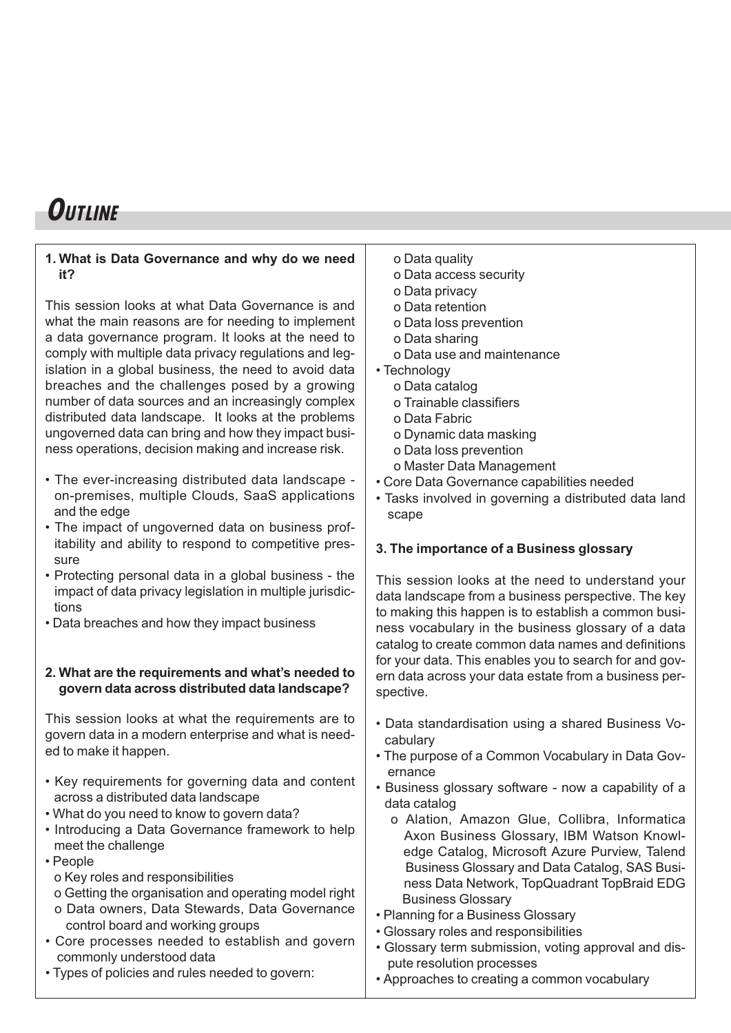# Outline

### 1. What is Data Governance and why do we need it?

This session looks at what Data Governance is and what the main reasons are for needing to implement a data governance program. It looks at the need to comply with multiple data privacy regulations and legislation in a global business, the need to avoid data breaches and the challenges posed by a growing number of data sources and an increasingly complex distributed data landscape. It looks at the problems ungoverned data can bring and how they impact business operations, decision making and increase risk.

- The ever-increasing distributed data landscape - on-premises, multiple Clouds, SaaS applications and the edge
- The impact of ungoverned data on business profitability and ability to respond to competitive pressure
- Protecting personal data in a global business - the impact of data privacy legislation in multiple jurisdictions
- Data breaches and how they impact business

### 2. What are the requirements and what's needed to govern data across distributed data landscape?

This session looks at what the requirements are to govern data in a modern enterprise and what is needed to make it happen.

- Key requirements for governing data and content across a distributed data landscape
- What do you need to know to govern data?
- Introducing a Data Governance framework to help meet the challenge
- People
  - o Key roles and responsibilities
  - o Getting the organisation and operating model right
  - o Data owners, Data Stewards, Data Governance control board and working groups
- Core processes needed to establish and govern commonly understood data
- Types of policies and rules needed to govern:
  - o Data quality
  - o Data access security
  - o Data privacy
  - o Data retention
  - o Data loss prevention
  - o Data sharing
  - o Data use and maintenance
- Technology
  - o Data catalog
  - o Trainable classifiers
  - o Data Fabric
  - o Dynamic data masking
  - o Data loss prevention
  - o Master Data Management
- Core Data Governance capabilities needed
- Tasks involved in governing a distributed data landscape

### 3. The importance of a Business glossary

This session looks at the need to understand your data landscape from a business perspective. The key to making this happen is to establish a common business vocabulary in the business glossary of a data catalog to create common data names and definitions for your data. This enables you to search for and govern data across your data estate from a business perspective.

- Data standardisation using a shared Business Vocabulary
- The purpose of a Common Vocabulary in Data Governance
- Business glossary software - now a capability of a data catalog
  - o Alation, Amazon Glue, Collibra, Informatica Axon Business Glossary, IBM Watson Knowledge Catalog, Microsoft Azure Purview, Talend Business Glossary and Data Catalog, SAS Business Data Network, TopQuadrant TopBraid EDG Business Glossary
- Planning for a Business Glossary
- Glossary roles and responsibilities
- Glossary term submission, voting approval and dispute resolution processes
- Approaches to creating a common vocabulary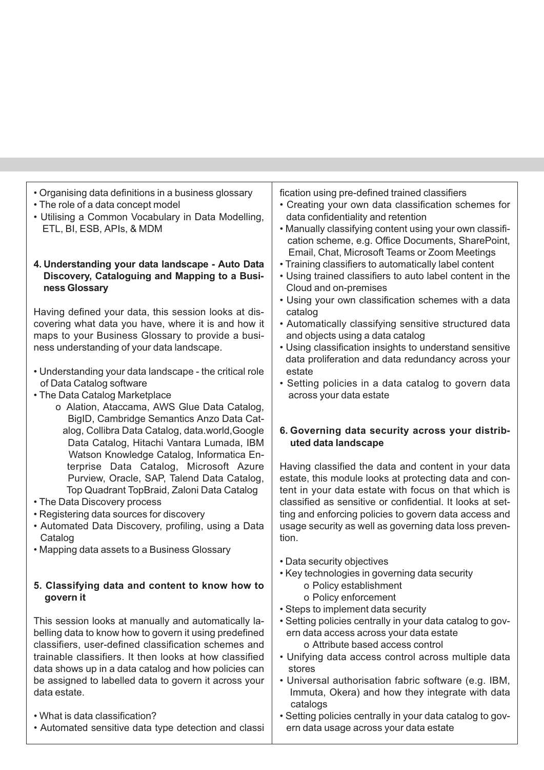- Organising data definitions in a business glossary
- The role of a data concept model
- Utilising a Common Vocabulary in Data Modelling, ETL, BI, ESB, APIs, & MDM

**4. Understanding your data landscape - Auto Data Discovery, Cataloguing and Mapping to a Business Glossary**

Having defined your data, this session looks at discovering what data you have, where it is and how it maps to your Business Glossary to provide a business understanding of your data landscape.

- Understanding your data landscape - the critical role of Data Catalog software
- The Data Catalog Marketplace
  - o Alation, Ataccama, AWS Glue Data Catalog, BigID, Cambridge Semantics Anzo Data Catalog, Collibra Data Catalog, data.world,Google Data Catalog, Hitachi Vantara Lumada, IBM Watson Knowledge Catalog, Informatica Enterprise Data Catalog, Microsoft Azure Purview, Oracle, SAP, Talend Data Catalog, Top Quadrant TopBraid, Zaloni Data Catalog
- The Data Discovery process
- Registering data sources for discovery
- Automated Data Discovery, profiling, using a Data Catalog
- Mapping data assets to a Business Glossary

**5. Classifying data and content to know how to govern it**

This session looks at manually and automatically labelling data to know how to govern it using predefined classifiers, user-defined classification schemes and trainable classifiers. It then looks at how classified data shows up in a data catalog and how policies can be assigned to labelled data to govern it across your data estate.

- What is data classification?
- Automated sensitive data type detection and classification using pre-defined trained classifiers
- Creating your own data classification schemes for data confidentiality and retention
- Manually classifying content using your own classification scheme, e.g. Office Documents, SharePoint, Email, Chat, Microsoft Teams or Zoom Meetings
- Training classifiers to automatically label content
- Using trained classifiers to auto label content in the Cloud and on-premises
- Using your own classification schemes with a data catalog
- Automatically classifying sensitive structured data and objects using a data catalog
- Using classification insights to understand sensitive data proliferation and data redundancy across your estate
- Setting policies in a data catalog to govern data across your data estate

**6. Governing data security across your distributed data landscape**

Having classified the data and content in your data estate, this module looks at protecting data and content in your data estate with focus on that which is classified as sensitive or confidential. It looks at setting and enforcing policies to govern data access and usage security as well as governing data loss prevention.

- Data security objectives
- Key technologies in governing data security
  - o Policy establishment
  - o Policy enforcement
- Steps to implement data security
- Setting policies centrally in your data catalog to govern data access across your data estate
  - o Attribute based access control
- Unifying data access control across multiple data stores
- Universal authorisation fabric software (e.g. IBM, Immuta, Okera) and how they integrate with data catalogs
- Setting policies centrally in your data catalog to govern data usage across your data estate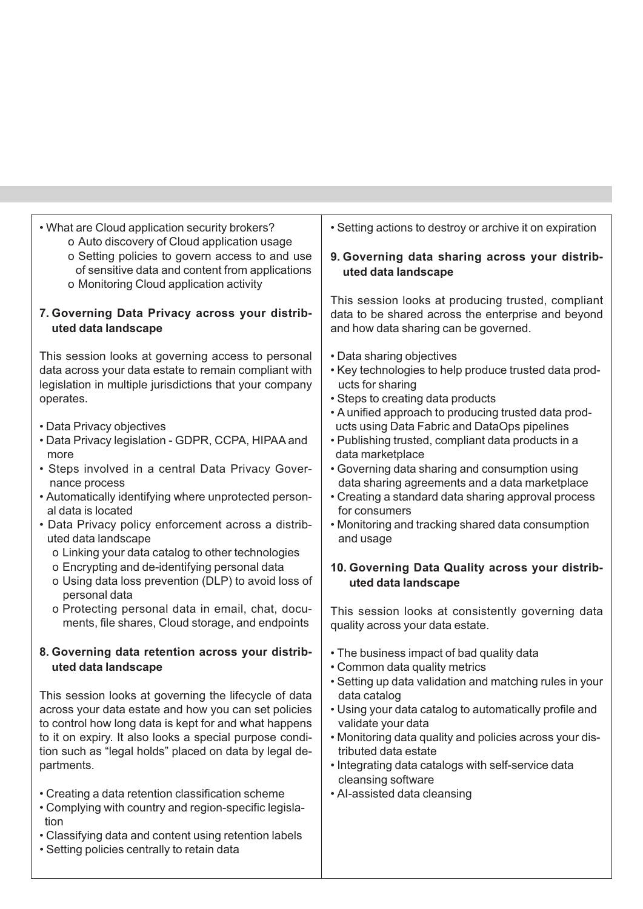- What are Cloud application security brokers?
  - o Auto discovery of Cloud application usage
  - o Setting policies to govern access to and use of sensitive data and content from applications
  - o Monitoring Cloud application activity

**7. Governing Data Privacy across your distributed data landscape**

This session looks at governing access to personal data across your data estate to remain compliant with legislation in multiple jurisdictions that your company operates.

- Data Privacy objectives
- Data Privacy legislation - GDPR, CCPA, HIPAA and more
- Steps involved in a central Data Privacy Governance process
- Automatically identifying where unprotected personal data is located
- Data Privacy policy enforcement across a distributed data landscape
  - o Linking your data catalog to other technologies
  - o Encrypting and de-identifying personal data
  - o Using data loss prevention (DLP) to avoid loss of personal data
  - o Protecting personal data in email, chat, documents, file shares, Cloud storage, and endpoints

**8. Governing data retention across your distributed data landscape**

This session looks at governing the lifecycle of data across your data estate and how you can set policies to control how long data is kept for and what happens to it on expiry. It also looks a special purpose condition such as "legal holds" placed on data by legal departments.

- Creating a data retention classification scheme
- Complying with country and region-specific legislation
- Classifying data and content using retention labels
- Setting policies centrally to retain data
- Setting actions to destroy or archive it on expiration

**9. Governing data sharing across your distributed data landscape**

This session looks at producing trusted, compliant data to be shared across the enterprise and beyond and how data sharing can be governed.

- Data sharing objectives
- Key technologies to help produce trusted data products for sharing
- Steps to creating data products
- A unified approach to producing trusted data products using Data Fabric and DataOps pipelines
- Publishing trusted, compliant data products in a data marketplace
- Governing data sharing and consumption using data sharing agreements and a data marketplace
- Creating a standard data sharing approval process for consumers
- Monitoring and tracking shared data consumption and usage

**10. Governing Data Quality across your distributed data landscape**

This session looks at consistently governing data quality across your data estate.

- The business impact of bad quality data
- Common data quality metrics
- Setting up data validation and matching rules in your data catalog
- Using your data catalog to automatically profile and validate your data
- Monitoring data quality and policies across your distributed data estate
- Integrating data catalogs with self-service data cleansing software
- AI-assisted data cleansing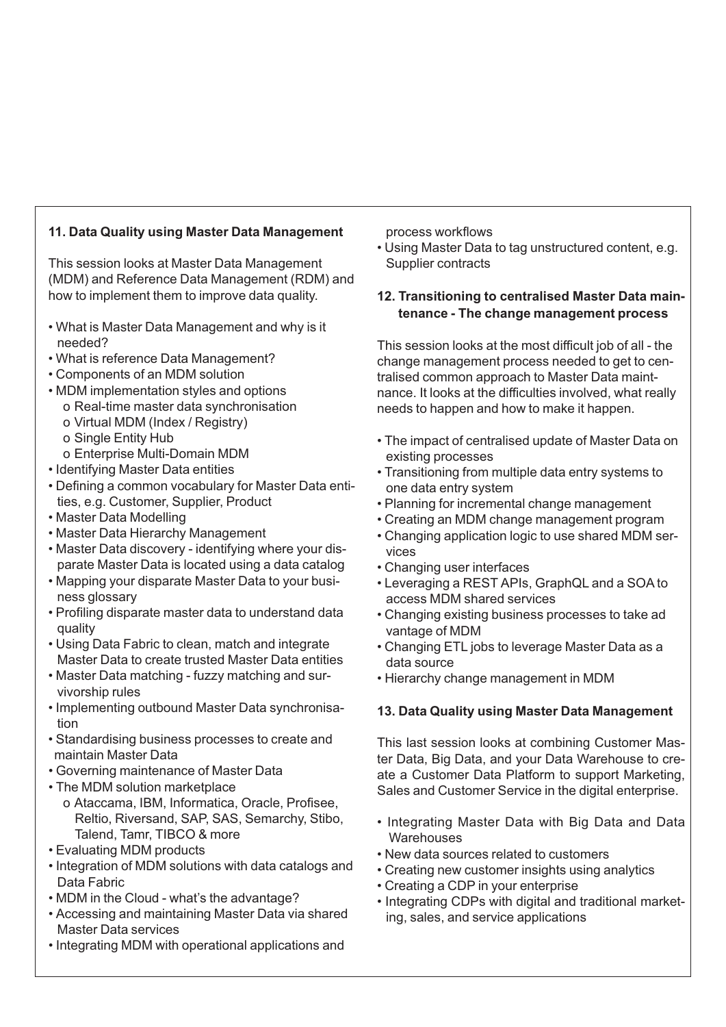### 11. Data Quality using Master Data Management

This session looks at Master Data Management (MDM) and Reference Data Management (RDM) and how to implement them to improve data quality.

- What is Master Data Management and why is it needed?
- What is reference Data Management?
- Components of an MDM solution
- MDM implementation styles and options
  - o Real-time master data synchronisation
  - o Virtual MDM (Index / Registry)
  - o Single Entity Hub
  - o Enterprise Multi-Domain MDM
- Identifying Master Data entities
- Defining a common vocabulary for Master Data entities, e.g. Customer, Supplier, Product
- Master Data Modelling
- Master Data Hierarchy Management
- Master Data discovery - identifying where your disparate Master Data is located using a data catalog
- Mapping your disparate Master Data to your business glossary
- Profiling disparate master data to understand data quality
- Using Data Fabric to clean, match and integrate Master Data to create trusted Master Data entities
- Master Data matching - fuzzy matching and survivorship rules
- Implementing outbound Master Data synchronisation
- Standardising business processes to create and maintain Master Data
- Governing maintenance of Master Data
- The MDM solution marketplace
  - o Ataccama, IBM, Informatica, Oracle, Profisee, Reltio, Riversand, SAP, SAS, Semarchy, Stibo, Talend, Tamr, TIBCO & more
- Evaluating MDM products
- Integration of MDM solutions with data catalogs and Data Fabric
- MDM in the Cloud - what's the advantage?
- Accessing and maintaining Master Data via shared Master Data services
- Integrating MDM with operational applications and process workflows
- Using Master Data to tag unstructured content, e.g. Supplier contracts

### 12. Transitioning to centralised Master Data maintenance - The change management process

This session looks at the most difficult job of all - the change management process needed to get to centralised common approach to Master Data maintnance. It looks at the difficulties involved, what really needs to happen and how to make it happen.

- The impact of centralised update of Master Data on existing processes
- Transitioning from multiple data entry systems to one data entry system
- Planning for incremental change management
- Creating an MDM change management program
- Changing application logic to use shared MDM services
- Changing user interfaces
- Leveraging a REST APIs, GraphQL and a SOA to access MDM shared services
- Changing existing business processes to take ad vantage of MDM
- Changing ETL jobs to leverage Master Data as a data source
- Hierarchy change management in MDM

### 13. Data Quality using Master Data Management

This last session looks at combining Customer Master Data, Big Data, and your Data Warehouse to create a Customer Data Platform to support Marketing, Sales and Customer Service in the digital enterprise.

- Integrating Master Data with Big Data and Data Warehouses
- New data sources related to customers
- Creating new customer insights using analytics
- Creating a CDP in your enterprise
- Integrating CDPs with digital and traditional marketing, sales, and service applications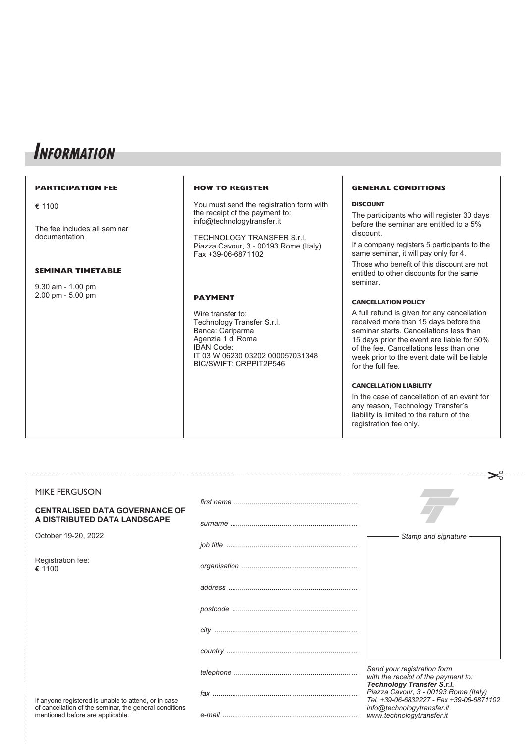# Information

## PARTICIPATION FEE

€ 1100

The fee includes all seminar documentation

## SEMINAR TIMETABLE

9.30 am - 1.00 pm
2.00 pm - 5.00 pm

## HOW TO REGISTER

You must send the registration form with the receipt of the payment to:
info@technologytransfer.it

TECHNOLOGY TRANSFER S.r.l.
Piazza Cavour, 3 - 00193 Rome (Italy)
Fax +39-06-6871102

## PAYMENT

Wire transfer to:
Technology Transfer S.r.l.
Banca: Cariparma
Agenzia 1 di Roma
IBAN Code:
IT 03 W 06230 03202 000057031348
BIC/SWIFT: CRPPIT2P546

## GENERAL CONDITIONS

### DISCOUNT

The participants who will register 30 days before the seminar are entitled to a 5% discount.

If a company registers 5 participants to the same seminar, it will pay only for 4.

Those who benefit of this discount are not entitled to other discounts for the same seminar.

### CANCELLATION POLICY

A full refund is given for any cancellation received more than 15 days before the seminar starts. Cancellations less than 15 days prior the event are liable for 50% of the fee. Cancellations less than one week prior to the event date will be liable for the full fee.

### CANCELLATION LIABILITY

In the case of cancellation of an event for any reason, Technology Transfer's liability is limited to the return of the registration fee only.

---

MIKE FERGUSON

**CENTRALISED DATA GOVERNANCE OF A DISTRIBUTED DATA LANDSCAPE**

October 19-20, 2022

Registration fee:
**€** 1100

If anyone registered is unable to attend, or in case of cancellation of the seminar, the general conditions mentioned before are applicable.

*first name* ..............................................................

*surname* ................................................................

*job title* ..................................................................

*organisation* ..........................................................

*address* .................................................................

*postcode* ...............................................................

*city* ........................................................................

*country* ..................................................................

*telephone* ..............................................................

*fax* .........................................................................

*e-mail* ....................................................................

*Stamp and signature*

*Send your registration form with the receipt of the payment to:*
***Technology Transfer S.r.l.***
*Piazza Cavour, 3 - 00193 Rome (Italy)*
*Tel. +39-06-6832227 - Fax +39-06-6871102*
*info@technologytransfer.it*
*www.technologytransfer.it*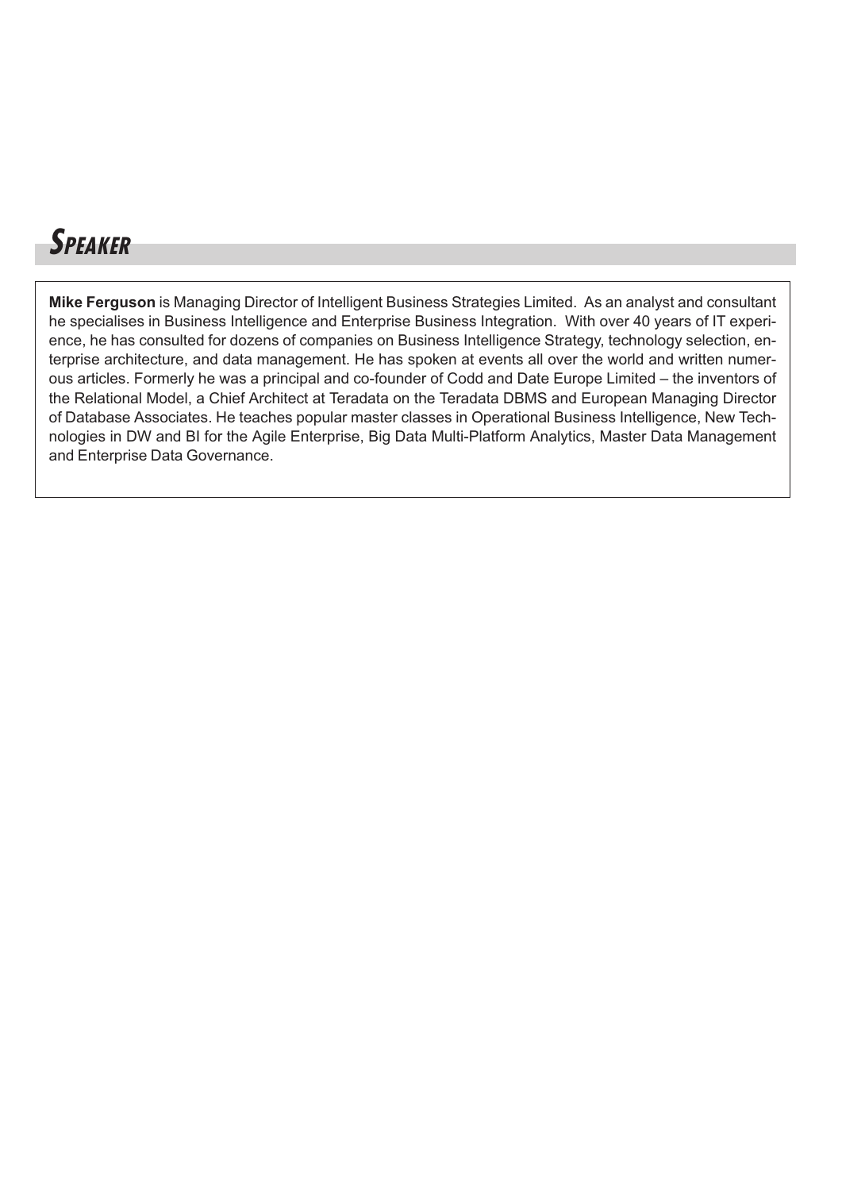## Speaker

**Mike Ferguson** is Managing Director of Intelligent Business Strategies Limited. As an analyst and consultant he specialises in Business Intelligence and Enterprise Business Integration. With over 40 years of IT experience, he has consulted for dozens of companies on Business Intelligence Strategy, technology selection, enterprise architecture, and data management. He has spoken at events all over the world and written numerous articles. Formerly he was a principal and co-founder of Codd and Date Europe Limited – the inventors of the Relational Model, a Chief Architect at Teradata on the Teradata DBMS and European Managing Director of Database Associates. He teaches popular master classes in Operational Business Intelligence, New Technologies in DW and BI for the Agile Enterprise, Big Data Multi-Platform Analytics, Master Data Management and Enterprise Data Governance.